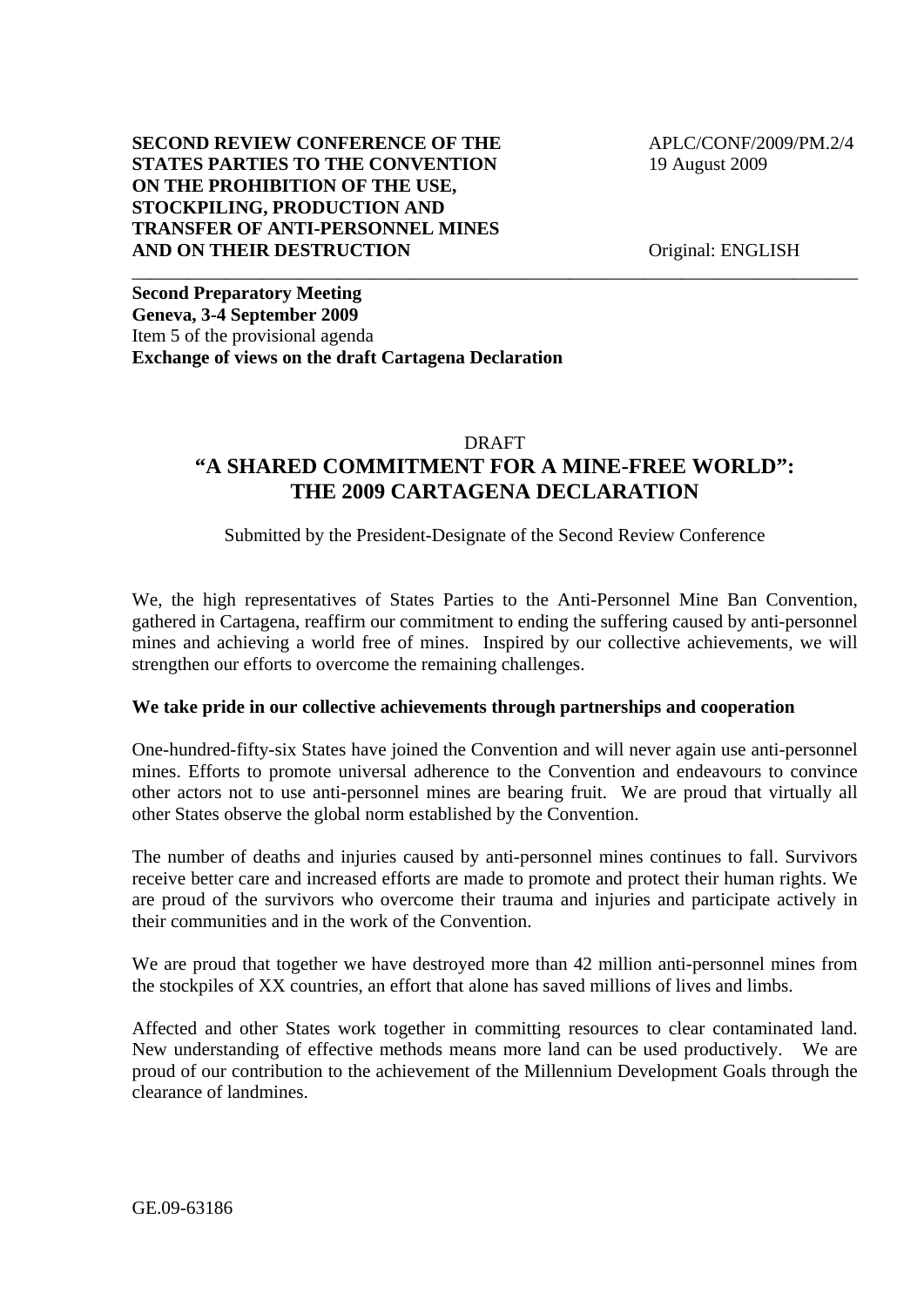**SECOND REVIEW CONFERENCE OF THE STATES PARTIES TO THE CONVENTION ON THE PROHIBITION OF THE USE, STOCKPILING, PRODUCTION AND TRANSFER OF ANTI-PERSONNEL MINES AND ON THEIR DESTRUCTION**

APLC/CONF/2009/PM.2/4
19 August 2009

Original: ENGLISH

---

**Second Preparatory Meeting**
**Geneva, 3-4 September 2009**
Item 5 of the provisional agenda
**Exchange of views on the draft Cartagena Declaration**

DRAFT

# "A SHARED COMMITMENT FOR A MINE-FREE WORLD": THE 2009 CARTAGENA DECLARATION

Submitted by the President-Designate of the Second Review Conference

We, the high representatives of States Parties to the Anti-Personnel Mine Ban Convention, gathered in Cartagena, reaffirm our commitment to ending the suffering caused by anti-personnel mines and achieving a world free of mines. Inspired by our collective achievements, we will strengthen our efforts to overcome the remaining challenges.

**We take pride in our collective achievements through partnerships and cooperation**

One-hundred-fifty-six States have joined the Convention and will never again use anti-personnel mines. Efforts to promote universal adherence to the Convention and endeavours to convince other actors not to use anti-personnel mines are bearing fruit. We are proud that virtually all other States observe the global norm established by the Convention.

The number of deaths and injuries caused by anti-personnel mines continues to fall. Survivors receive better care and increased efforts are made to promote and protect their human rights. We are proud of the survivors who overcome their trauma and injuries and participate actively in their communities and in the work of the Convention.

We are proud that together we have destroyed more than 42 million anti-personnel mines from the stockpiles of XX countries, an effort that alone has saved millions of lives and limbs.

Affected and other States work together in committing resources to clear contaminated land. New understanding of effective methods means more land can be used productively. We are proud of our contribution to the achievement of the Millennium Development Goals through the clearance of landmines.

GE.09-63186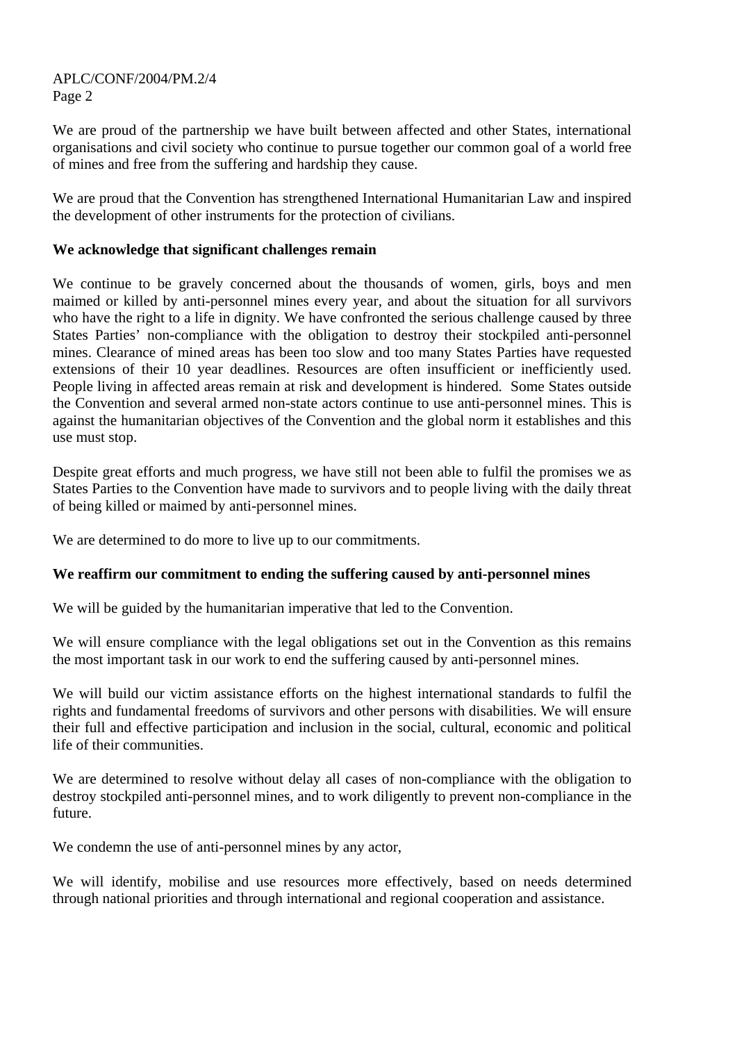We are proud of the partnership we have built between affected and other States, international organisations and civil society who continue to pursue together our common goal of a world free of mines and free from the suffering and hardship they cause.

We are proud that the Convention has strengthened International Humanitarian Law and inspired the development of other instruments for the protection of civilians.

**We acknowledge that significant challenges remain**

We continue to be gravely concerned about the thousands of women, girls, boys and men maimed or killed by anti-personnel mines every year, and about the situation for all survivors who have the right to a life in dignity. We have confronted the serious challenge caused by three States Parties' non-compliance with the obligation to destroy their stockpiled anti-personnel mines. Clearance of mined areas has been too slow and too many States Parties have requested extensions of their 10 year deadlines. Resources are often insufficient or inefficiently used. People living in affected areas remain at risk and development is hindered. Some States outside the Convention and several armed non-state actors continue to use anti-personnel mines. This is against the humanitarian objectives of the Convention and the global norm it establishes and this use must stop.

Despite great efforts and much progress, we have still not been able to fulfil the promises we as States Parties to the Convention have made to survivors and to people living with the daily threat of being killed or maimed by anti-personnel mines.

We are determined to do more to live up to our commitments.

**We reaffirm our commitment to ending the suffering caused by anti-personnel mines**

We will be guided by the humanitarian imperative that led to the Convention.

We will ensure compliance with the legal obligations set out in the Convention as this remains the most important task in our work to end the suffering caused by anti-personnel mines.

We will build our victim assistance efforts on the highest international standards to fulfil the rights and fundamental freedoms of survivors and other persons with disabilities. We will ensure their full and effective participation and inclusion in the social, cultural, economic and political life of their communities.

We are determined to resolve without delay all cases of non-compliance with the obligation to destroy stockpiled anti-personnel mines, and to work diligently to prevent non-compliance in the future.

We condemn the use of anti-personnel mines by any actor,

We will identify, mobilise and use resources more effectively, based on needs determined through national priorities and through international and regional cooperation and assistance.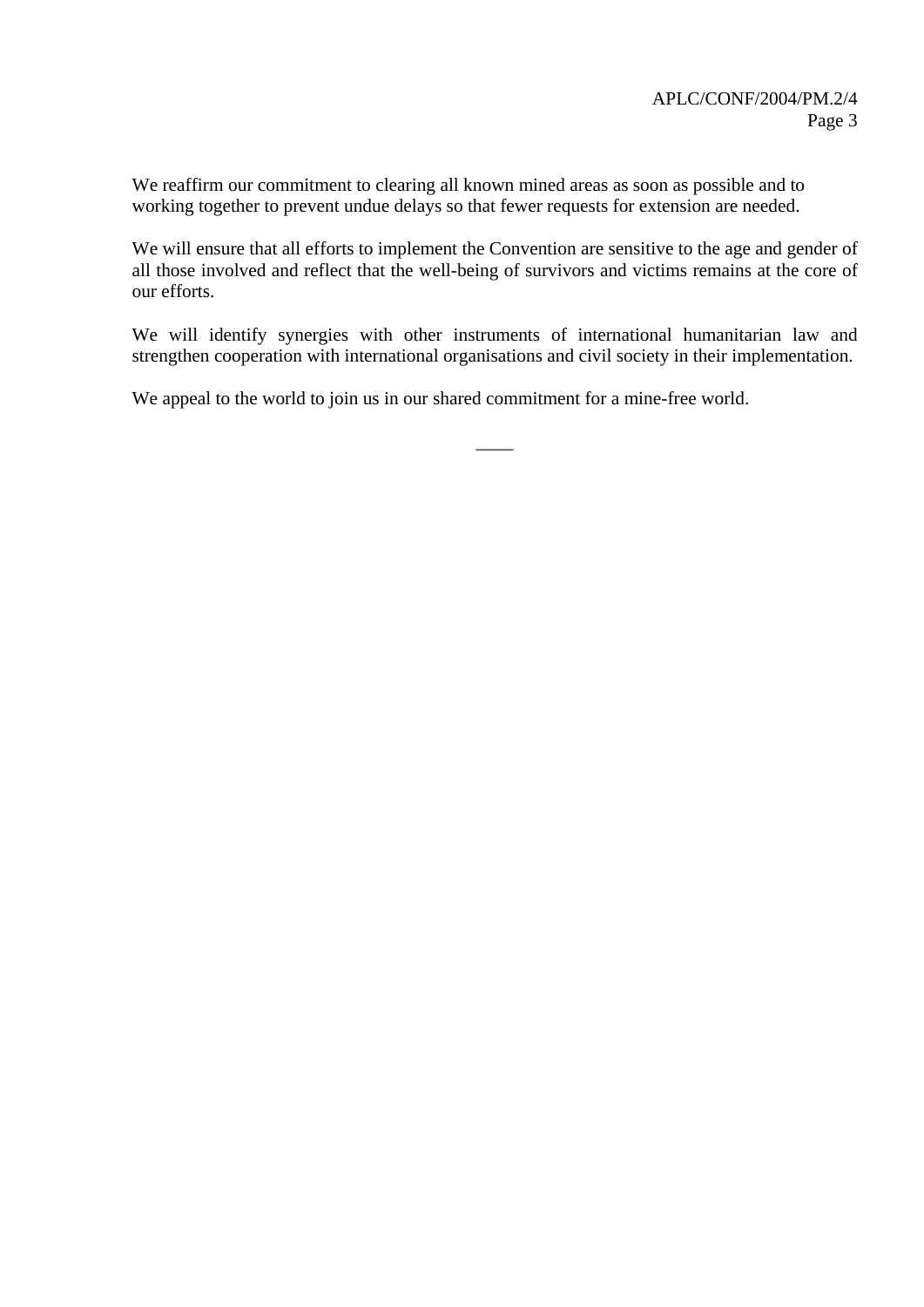We reaffirm our commitment to clearing all known mined areas as soon as possible and to working together to prevent undue delays so that fewer requests for extension are needed.

We will ensure that all efforts to implement the Convention are sensitive to the age and gender of all those involved and reflect that the well-being of survivors and victims remains at the core of our efforts.

We will identify synergies with other instruments of international humanitarian law and strengthen cooperation with international organisations and civil society in their implementation.

We appeal to the world to join us in our shared commitment for a mine-free world.

\_\_\_\_